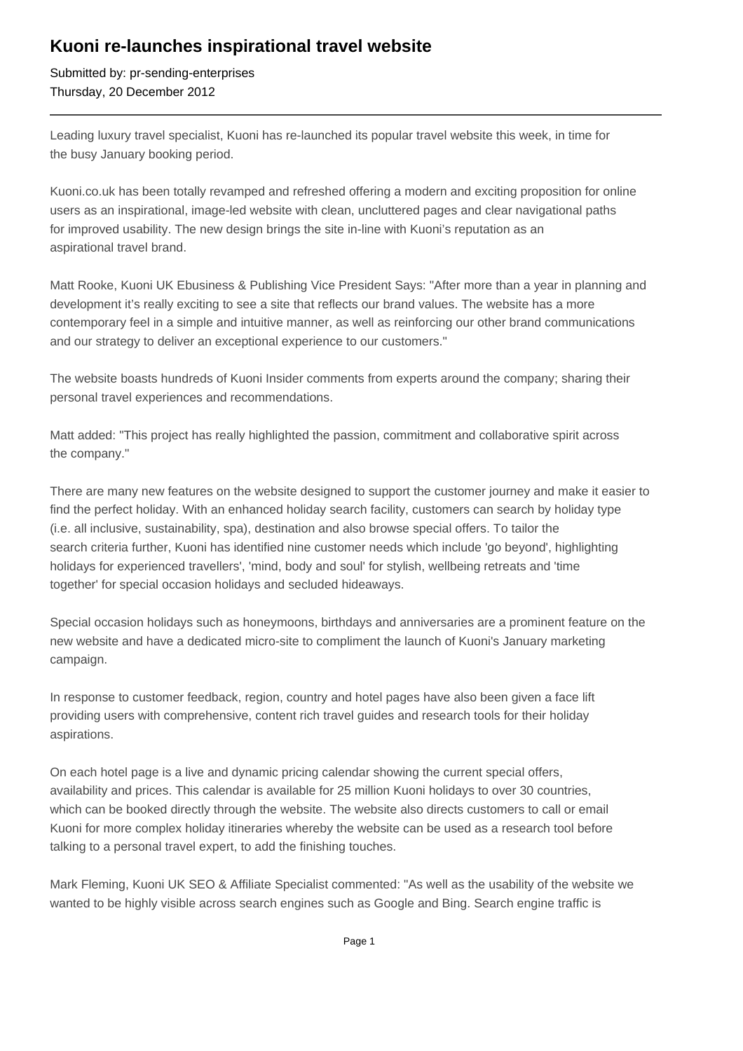# Kuoni re-launches inspirational travel website

Submitted by: pr-sending-enterprises
Thursday, 20 December 2012

---

Leading luxury travel specialist, Kuoni has re-launched its popular travel website this week, in time for the busy January booking period.

Kuoni.co.uk has been totally revamped and refreshed offering a modern and exciting proposition for online users as an inspirational, image-led website with clean, uncluttered pages and clear navigational paths for improved usability. The new design brings the site in-line with Kuoni's reputation as an aspirational travel brand.

Matt Rooke, Kuoni UK Ebusiness & Publishing Vice President Says: "After more than a year in planning and development it's really exciting to see a site that reflects our brand values. The website has a more contemporary feel in a simple and intuitive manner, as well as reinforcing our other brand communications and our strategy to deliver an exceptional experience to our customers."

The website boasts hundreds of Kuoni Insider comments from experts around the company; sharing their personal travel experiences and recommendations.

Matt added: "This project has really highlighted the passion, commitment and collaborative spirit across the company."

There are many new features on the website designed to support the customer journey and make it easier to find the perfect holiday. With an enhanced holiday search facility, customers can search by holiday type (i.e. all inclusive, sustainability, spa), destination and also browse special offers. To tailor the search criteria further, Kuoni has identified nine customer needs which include 'go beyond', highlighting holidays for experienced travellers', 'mind, body and soul' for stylish, wellbeing retreats and 'time together' for special occasion holidays and secluded hideaways.

Special occasion holidays such as honeymoons, birthdays and anniversaries are a prominent feature on the new website and have a dedicated micro-site to compliment the launch of Kuoni's January marketing campaign.

In response to customer feedback, region, country and hotel pages have also been given a face lift providing users with comprehensive, content rich travel guides and research tools for their holiday aspirations.

On each hotel page is a live and dynamic pricing calendar showing the current special offers, availability and prices. This calendar is available for 25 million Kuoni holidays to over 30 countries, which can be booked directly through the website. The website also directs customers to call or email Kuoni for more complex holiday itineraries whereby the website can be used as a research tool before talking to a personal travel expert, to add the finishing touches.

Mark Fleming, Kuoni UK SEO & Affiliate Specialist commented: "As well as the usability of the website we wanted to be highly visible across search engines such as Google and Bing. Search engine traffic is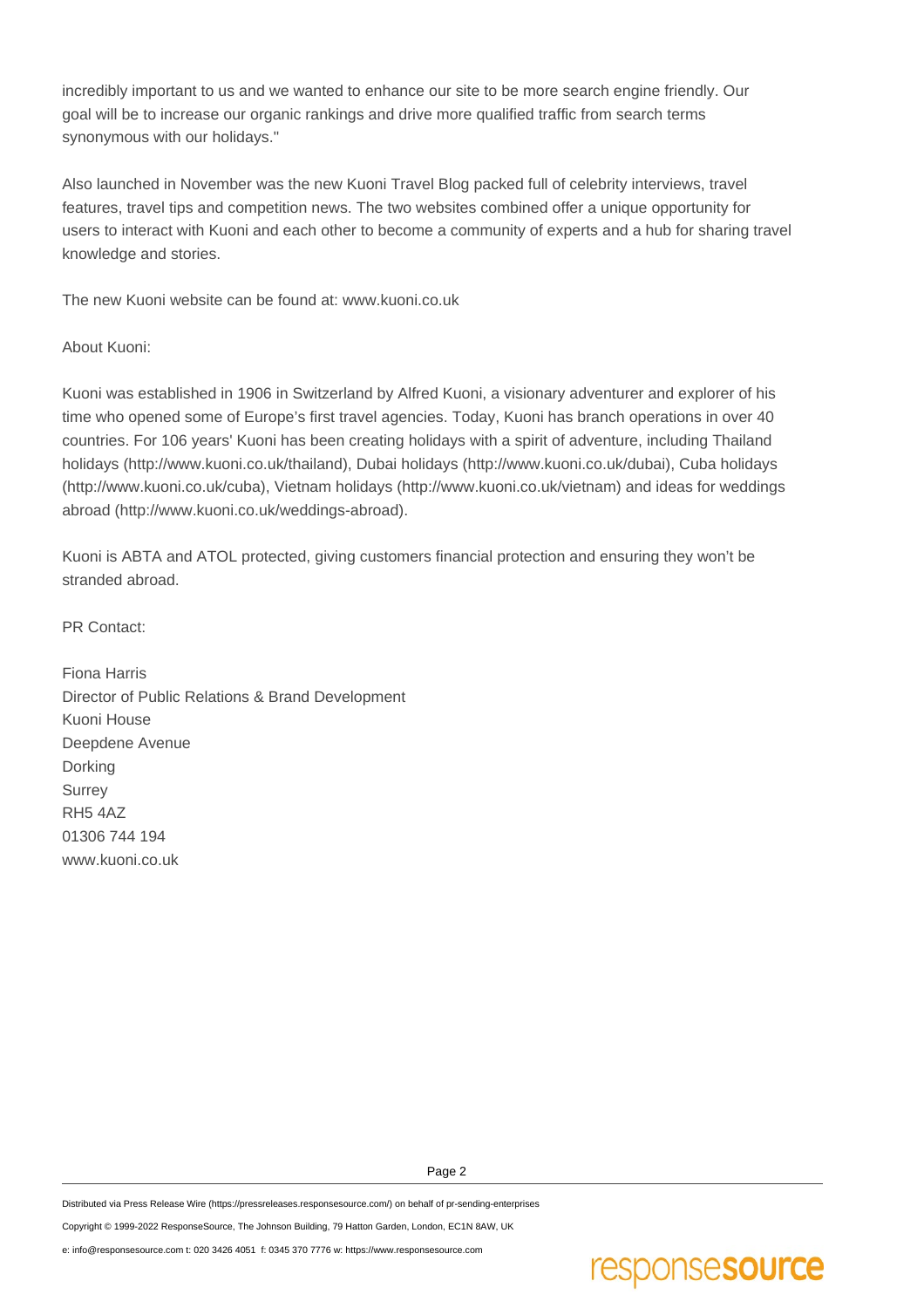incredibly important to us and we wanted to enhance our site to be more search engine friendly. Our goal will be to increase our organic rankings and drive more qualified traffic from search terms synonymous with our holidays."

Also launched in November was the new Kuoni Travel Blog packed full of celebrity interviews, travel features, travel tips and competition news. The two websites combined offer a unique opportunity for users to interact with Kuoni and each other to become a community of experts and a hub for sharing travel knowledge and stories.

The new Kuoni website can be found at: www.kuoni.co.uk

About Kuoni:

Kuoni was established in 1906 in Switzerland by Alfred Kuoni, a visionary adventurer and explorer of his time who opened some of Europe's first travel agencies. Today, Kuoni has branch operations in over 40 countries. For 106 years' Kuoni has been creating holidays with a spirit of adventure, including Thailand holidays (http://www.kuoni.co.uk/thailand), Dubai holidays (http://www.kuoni.co.uk/dubai), Cuba holidays (http://www.kuoni.co.uk/cuba), Vietnam holidays (http://www.kuoni.co.uk/vietnam) and ideas for weddings abroad (http://www.kuoni.co.uk/weddings-abroad).

Kuoni is ABTA and ATOL protected, giving customers financial protection and ensuring they won't be stranded abroad.

PR Contact:

Fiona Harris
Director of Public Relations & Brand Development
Kuoni House
Deepdene Avenue
Dorking
Surrey
RH5 4AZ
01306 744 194
www.kuoni.co.uk

Distributed via Press Release Wire (https://pressreleases.responsesource.com/) on behalf of pr-sending-enterprises

Copyright © 1999-2022 ResponseSource, The Johnson Building, 79 Hatton Garden, London, EC1N 8AW, UK

e: info@responsesource.com t: 020 3426 4051 f: 0345 370 7776 w: https://www.responsesource.com